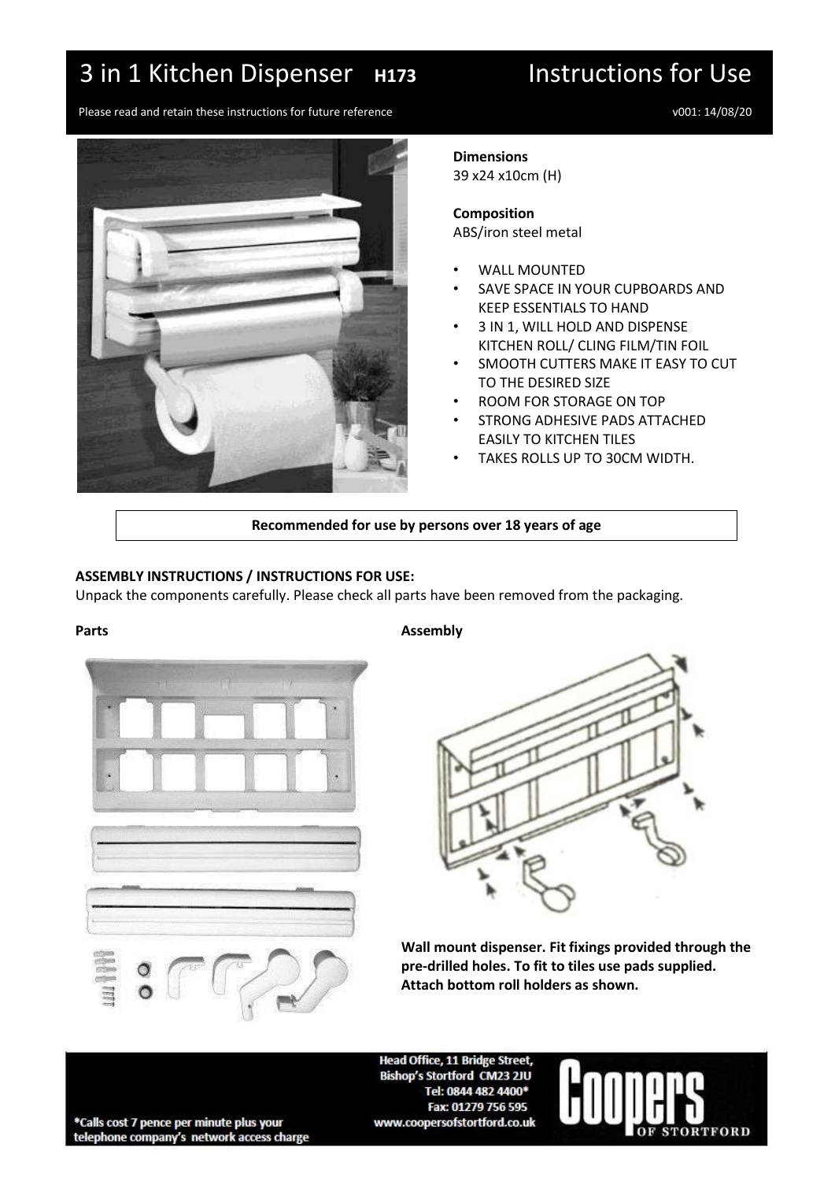# 3 in 1 Kitchen Dispenser **H173** Instructions for Use

Please read and retain these instructions for future reference

v001: 14/08/20

**Dimensions**
39 x24 x10cm (H)

**Composition**
ABS/iron steel metal

- WALL MOUNTED
- SAVE SPACE IN YOUR CUPBOARDS AND KEEP ESSENTIALS TO HAND
- 3 IN 1, WILL HOLD AND DISPENSE KITCHEN ROLL/ CLING FILM/TIN FOIL
- SMOOTH CUTTERS MAKE IT EASY TO CUT TO THE DESIRED SIZE
- ROOM FOR STORAGE ON TOP
- STRONG ADHESIVE PADS ATTACHED EASILY TO KITCHEN TILES
- TAKES ROLLS UP TO 30CM WIDTH.

**Recommended for use by persons over 18 years of age**

**ASSEMBLY INSTRUCTIONS / INSTRUCTIONS FOR USE:**
Unpack the components carefully. Please check all parts have been removed from the packaging.

**Parts**

**Assembly**

**Wall mount dispenser. Fit fixings provided through the pre-drilled holes. To fit to tiles use pads supplied. Attach bottom roll holders as shown.**

Head Office, 11 Bridge Street,
Bishop's Stortford CM23 2JU
Tel: 0844 482 4400*
Fax: 01279 756 595
www.coopersofstortford.co.uk

Coopers OF STORTFORD

*Calls cost 7 pence per minute plus your telephone company's network access charge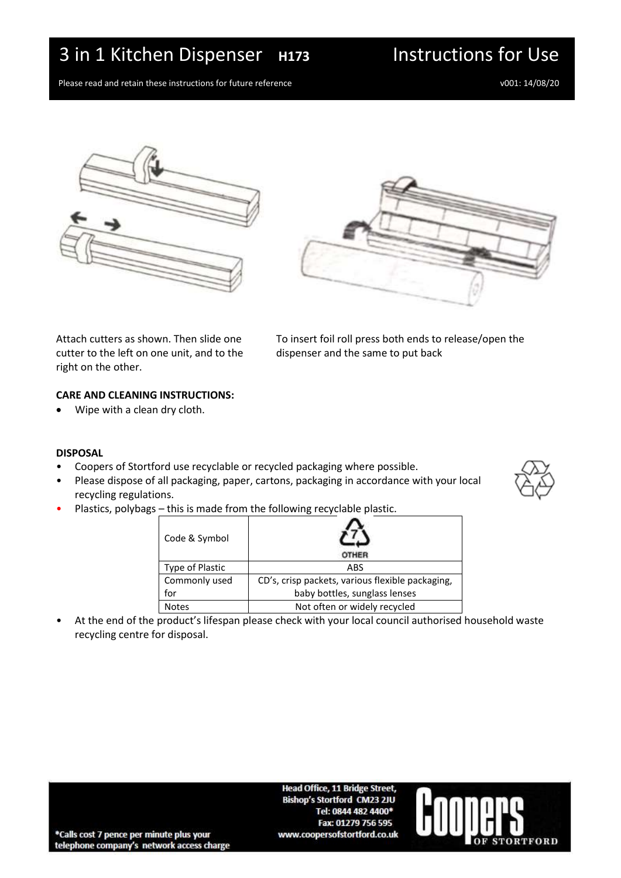# 3 in 1 Kitchen Dispenser **H173** Instructions for Use

Please read and retain these instructions for future reference

v001: 14/08/20

Attach cutters as shown. Then slide one cutter to the left on one unit, and to the right on the other.

To insert foil roll press both ends to release/open the dispenser and the same to put back

**CARE AND CLEANING INSTRUCTIONS:**

- Wipe with a clean dry cloth.

**DISPOSAL**

- Coopers of Stortford use recyclable or recycled packaging where possible.
- Please dispose of all packaging, paper, cartons, packaging in accordance with your local recycling regulations.
- Plastics, polybags – this is made from the following recyclable plastic.

| | |
|---|---|
| Code & Symbol | 7 OTHER |
| Type of Plastic | ABS |
| Commonly used for | CD's, crisp packets, various flexible packaging, baby bottles, sunglass lenses |
| Notes | Not often or widely recycled |

- At the end of the product's lifespan please check with your local council authorised household waste recycling centre for disposal.

\*Calls cost 7 pence per minute plus your telephone company's network access charge

Head Office, 11 Bridge Street, Bishop's Stortford CM23 2JU
Tel: 0844 482 4400\*
Fax: 01279 756 595
www.coopersofstortford.co.uk

Coopers OF STORTFORD